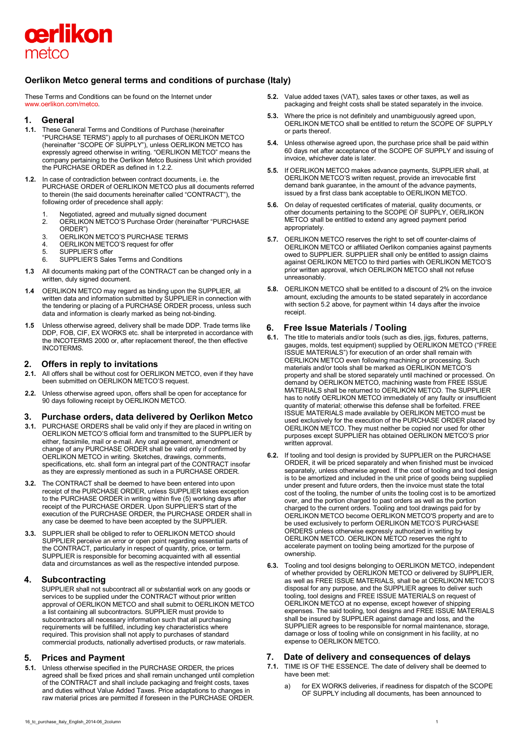# Oerlikon Metco general terms and conditions of purchase (Italy)

These Terms and Conditions can be found on the Internet under www.oerlikon.com/metco.

## 1. General

**1.1.** These General Terms and Conditions of Purchase (hereinafter "PURCHASE TERMS") apply to all purchases of OERLIKON METCO (hereinafter "SCOPE OF SUPPLY"), unless OERLIKON METCO has expressly agreed otherwise in writing. "OERLIKON METCO" means the company pertaining to the Oerlikon Metco Business Unit which provided the PURCHASE ORDER as defined in 1.2.2.

**1.2.** In case of contradiction between contract documents, i.e. the PURCHASE ORDER of OERLIKON METCO plus all documents referred to therein (the said documents hereinafter called "CONTRACT"), the following order of precedence shall apply:

1. Negotiated, agreed and mutually signed document
2. OERLIKON METCO'S Purchase Order (hereinafter "PURCHASE ORDER")
3. OERLIKON METCO'S PURCHASE TERMS
4. OERLIKON METCO'S request for offer
5. SUPPLIER'S offer
6. SUPPLIER'S Sales Terms and Conditions

**1.3** All documents making part of the CONTRACT can be changed only in a written, duly signed document.

**1.4** OERLIKON METCO may regard as binding upon the SUPPLIER, all written data and information submitted by SUPPLIER in connection with the tendering or placing of a PURCHASE ORDER process, unless such data and information is clearly marked as being not-binding.

**1.5** Unless otherwise agreed, delivery shall be made DDP. Trade terms like DDP, FOB, CIF, EX WORKS etc. shall be interpreted in accordance with the INCOTERMS 2000 or, after replacement thereof, the then effective INCOTERMS.

## 2. Offers in reply to invitations

**2.1.** All offers shall be without cost for OERLIKON METCO, even if they have been submitted on OERLIKON METCO'S request.

**2.2.** Unless otherwise agreed upon, offers shall be open for acceptance for 90 days following receipt by OERLIKON METCO.

## 3. Purchase orders, data delivered by Oerlikon Metco

**3.1.** PURCHASE ORDERS shall be valid only if they are placed in writing on OERLIKON METCO'S official form and transmitted to the SUPPLIER by either, facsimile, mail or e-mail. Any oral agreement, amendment or change of any PURCHASE ORDER shall be valid only if confirmed by OERLIKON METCO in writing. Sketches, drawings, comments, specifications, etc. shall form an integral part of the CONTRACT insofar as they are expressly mentioned as such in a PURCHASE ORDER.

**3.2.** The CONTRACT shall be deemed to have been entered into upon receipt of the PURCHASE ORDER, unless SUPPLIER takes exception to the PURCHASE ORDER in writing within five (5) working days after receipt of the PURCHASE ORDER. Upon SUPPLIER'S start of the execution of the PURCHASE ORDER, the PURCHASE ORDER shall in any case be deemed to have been accepted by the SUPPLIER.

**3.3.** SUPPLIER shall be obliged to refer to OERLIKON METCO should SUPPLIER perceive an error or open point regarding essential parts of the CONTRACT, particularly in respect of quantity, price, or term. SUPPLIER is responsible for becoming acquainted with all essential data and circumstances as well as the respective intended purpose.

## 4. Subcontracting

SUPPLIER shall not subcontract all or substantial work on any goods or services to be supplied under the CONTRACT without prior written approval of OERLIKON METCO and shall submit to OERLIKON METCO a list containing all subcontractors. SUPPLIER must provide to subcontractors all necessary information such that all purchasing requirements will be fulfilled, including key characteristics where required. This provision shall not apply to purchases of standard commercial products, nationally advertised products, or raw materials.

## 5. Prices and Payment

**5.1.** Unless otherwise specified in the PURCHASE ORDER, the prices agreed shall be fixed prices and shall remain unchanged until completion of the CONTRACT and shall include packaging and freight costs, taxes and duties without Value Added Taxes. Price adaptations to changes in raw material prices are permitted if foreseen in the PURCHASE ORDER.

**5.2.** Value added taxes (VAT), sales taxes or other taxes, as well as packaging and freight costs shall be stated separately in the invoice.

**5.3.** Where the price is not definitely and unambiguously agreed upon, OERLIKON METCO shall be entitled to return the SCOPE OF SUPPLY or parts thereof.

**5.4.** Unless otherwise agreed upon, the purchase price shall be paid within 60 days net after acceptance of the SCOPE OF SUPPLY and issuing of invoice, whichever date is later.

**5.5.** If OERLIKON METCO makes advance payments, SUPPLIER shall, at OERLIKON METCO'S written request, provide an irrevocable first demand bank guarantee, in the amount of the advance payments, issued by a first class bank acceptable to OERLIKON METCO.

**5.6.** On delay of requested certificates of material, quality documents, or other documents pertaining to the SCOPE OF SUPPLY, OERLIKON METCO shall be entitled to extend any agreed payment period appropriately.

**5.7.** OERLIKON METCO reserves the right to set off counter-claims of OERLIKON METCO or affiliated Oerlikon companies against payments owed to SUPPLIER. SUPPLIER shall only be entitled to assign claims against OERLIKON METCO to third parties with OERLIKON METCO'S prior written approval, which OERLIKON METCO shall not refuse unreasonably.

**5.8.** OERLIKON METCO shall be entitled to a discount of 2% on the invoice amount, excluding the amounts to be stated separately in accordance with section 5.2 above, for payment within 14 days after the invoice receipt.

## 6. Free Issue Materials / Tooling

**6.1.** The title to materials and/or tools (such as dies, jigs, fixtures, patterns, gauges, molds, test equipment) supplied by OERLIKON METCO ("FREE ISSUE MATERIALS") for execution of an order shall remain with OERLIKON METCO even following machining or processing. Such materials and/or tools shall be marked as OERLIKON METCO'S property and shall be stored separately until machined or processed. On demand by OERLIKON METCO, machining waste from FREE ISSUE MATERIALS shall be returned to OERLIKON METCO. The SUPPLIER has to notify OERLIKON METCO immediately of any faulty or insufficient quantity of material; otherwise this defense shall be forfeited. FREE ISSUE MATERIALS made available by OERLIKON METCO must be used exclusively for the execution of the PURCHASE ORDER placed by OERLIKON METCO. They must neither be copied nor used for other purposes except SUPPLIER has obtained OERLIKON METCO'S prior written approval.

**6.2.** If tooling and tool design is provided by SUPPLIER on the PURCHASE ORDER, it will be priced separately and when finished must be invoiced separately, unless otherwise agreed. If the cost of tooling and tool design is to be amortized and included in the unit price of goods being supplied under present and future orders, then the invoice must state the total cost of the tooling, the number of units the tooling cost is to be amortized over, and the portion charged to past orders as well as the portion charged to the current orders. Tooling and tool drawings paid for by OERLIKON METCO become OERLIKON METCO'S property and are to be used exclusively to perform OERLIKON METCO'S PURCHASE ORDERS unless otherwise expressly authorized in writing by OERLIKON METCO. OERLIKON METCO reserves the right to accelerate payment on tooling being amortized for the purpose of ownership.

**6.3.** Tooling and tool designs belonging to OERLIKON METCO, independent of whether provided by OERLIKON METCO or delivered by SUPPLIER, as well as FREE ISSUE MATERIALS, shall be at OERLIKON METCO'S disposal for any purpose, and the SUPPLIER agrees to deliver such tooling, tool designs and FREE ISSUE MATERIALS on request of OERLIKON METCO at no expense, except however of shipping expenses. The said tooling, tool designs and FREE ISSUE MATERIALS shall be insured by SUPPLIER against damage and loss, and the SUPPLIER agrees to be responsible for normal maintenance, storage, damage or loss of tooling while on consignment in his facility, at no expense to OERLIKON METCO.

## 7. Date of delivery and consequences of delays

**7.1.** TIME IS OF THE ESSENCE. The date of delivery shall be deemed to have been met:

a) for EX WORKS deliveries, if readiness for dispatch of the SCOPE OF SUPPLY including all documents, has been announced to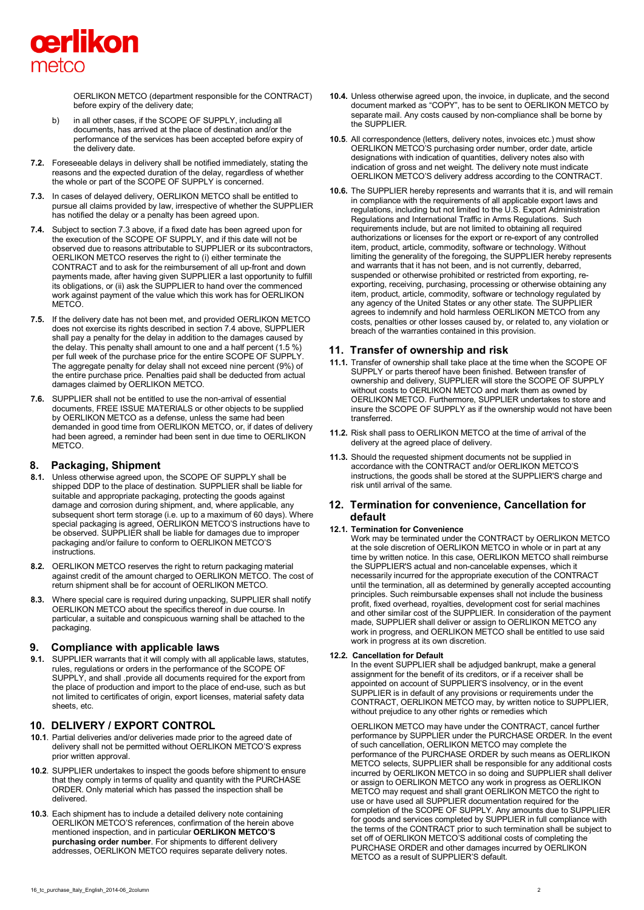OERLIKON METCO (department responsible for the CONTRACT) before expiry of the delivery date;

b) in all other cases, if the SCOPE OF SUPPLY, including all documents, has arrived at the place of destination and/or the performance of the services has been accepted before expiry of the delivery date.

**7.2.** Foreseeable delays in delivery shall be notified immediately, stating the reasons and the expected duration of the delay, regardless of whether the whole or part of the SCOPE OF SUPPLY is concerned.

**7.3.** In cases of delayed delivery, OERLIKON METCO shall be entitled to pursue all claims provided by law, irrespective of whether the SUPPLIER has notified the delay or a penalty has been agreed upon.

**7.4.** Subject to section 7.3 above, if a fixed date has been agreed upon for the execution of the SCOPE OF SUPPLY, and if this date will not be observed due to reasons attributable to SUPPLIER or its subcontractors, OERLIKON METCO reserves the right to (i) either terminate the CONTRACT and to ask for the reimbursement of all up-front and down payments made, after having given SUPPLIER a last opportunity to fulfill its obligations, or (ii) ask the SUPPLIER to hand over the commenced work against payment of the value which this work has for OERLIKON METCO.

**7.5.** If the delivery date has not been met, and provided OERLIKON METCO does not exercise its rights described in section 7.4 above, SUPPLIER shall pay a penalty for the delay in addition to the damages caused by the delay. This penalty shall amount to one and a half percent (1.5 %) per full week of the purchase price for the entire SCOPE OF SUPPLY. The aggregate penalty for delay shall not exceed nine percent (9%) of the entire purchase price. Penalties paid shall be deducted from actual damages claimed by OERLIKON METCO.

**7.6.** SUPPLIER shall not be entitled to use the non-arrival of essential documents, FREE ISSUE MATERIALS or other objects to be supplied by OERLIKON METCO as a defense, unless the same had been demanded in good time from OERLIKON METCO, or, if dates of delivery had been agreed, a reminder had been sent in due time to OERLIKON METCO.

## 8. Packaging, Shipment

**8.1.** Unless otherwise agreed upon, the SCOPE OF SUPPLY shall be shipped DDP to the place of destination. SUPPLIER shall be liable for suitable and appropriate packaging, protecting the goods against damage and corrosion during shipment, and, where applicable, any subsequent short term storage (i.e. up to a maximum of 60 days). Where special packaging is agreed, OERLIKON METCO'S instructions have to be observed. SUPPLIER shall be liable for damages due to improper packaging and/or failure to conform to OERLIKON METCO'S instructions.

**8.2.** OERLIKON METCO reserves the right to return packaging material against credit of the amount charged to OERLIKON METCO. The cost of return shipment shall be for account of OERLIKON METCO.

**8.3.** Where special care is required during unpacking, SUPPLIER shall notify OERLIKON METCO about the specifics thereof in due course. In particular, a suitable and conspicuous warning shall be attached to the packaging.

## 9. Compliance with applicable laws

**9.1.** SUPPLIER warrants that it will comply with all applicable laws, statutes, rules, regulations or orders in the performance of the SCOPE OF SUPPLY, and shall .provide all documents required for the export from the place of production and import to the place of end-use, such as but not limited to certificates of origin, export licenses, material safety data sheets, etc.

## 10. DELIVERY / EXPORT CONTROL

**10.1**. Partial deliveries and/or deliveries made prior to the agreed date of delivery shall not be permitted without OERLIKON METCO'S express prior written approval.

**10.2**. SUPPLIER undertakes to inspect the goods before shipment to ensure that they comply in terms of quality and quantity with the PURCHASE ORDER. Only material which has passed the inspection shall be delivered.

**10.3**. Each shipment has to include a detailed delivery note containing OERLIKON METCO'S references, confirmation of the herein above mentioned inspection, and in particular **OERLIKON METCO'S purchasing order number**. For shipments to different delivery addresses, OERLIKON METCO requires separate delivery notes.

**10.4.** Unless otherwise agreed upon, the invoice, in duplicate, and the second document marked as "COPY", has to be sent to OERLIKON METCO by separate mail. Any costs caused by non-compliance shall be borne by the SUPPLIER.

**10.5**. All correspondence (letters, delivery notes, invoices etc.) must show OERLIKON METCO'S purchasing order number, order date, article designations with indication of quantities, delivery notes also with indication of gross and net weight. The delivery note must indicate OERLIKON METCO'S delivery address according to the CONTRACT.

**10.6.** The SUPPLIER hereby represents and warrants that it is, and will remain in compliance with the requirements of all applicable export laws and regulations, including but not limited to the U.S. Export Administration Regulations and International Traffic in Arms Regulations. Such requirements include, but are not limited to obtaining all required authorizations or licenses for the export or re-export of any controlled item, product, article, commodity, software or technology. Without limiting the generality of the foregoing, the SUPPLIER hereby represents and warrants that it has not been, and is not currently, debarred, suspended or otherwise prohibited or restricted from exporting, re-exporting, receiving, purchasing, processing or otherwise obtaining any item, product, article, commodity, software or technology regulated by any agency of the United States or any other state. The SUPPLIER agrees to indemnify and hold harmless OERLIKON METCO from any costs, penalties or other losses caused by, or related to, any violation or breach of the warranties contained in this provision.

## 11. Transfer of ownership and risk

**11.1.** Transfer of ownership shall take place at the time when the SCOPE OF SUPPLY or parts thereof have been finished. Between transfer of ownership and delivery, SUPPLIER will store the SCOPE OF SUPPLY without costs to OERLIKON METCO and mark them as owned by OERLIKON METCO. Furthermore, SUPPLIER undertakes to store and insure the SCOPE OF SUPPLY as if the ownership would not have been transferred.

**11.2.** Risk shall pass to OERLIKON METCO at the time of arrival of the delivery at the agreed place of delivery.

**11.3.** Should the requested shipment documents not be supplied in accordance with the CONTRACT and/or OERLIKON METCO'S instructions, the goods shall be stored at the SUPPLIER'S charge and risk until arrival of the same.

## 12. Termination for convenience, Cancellation for default

**12.1. Termination for Convenience**

Work may be terminated under the CONTRACT by OERLIKON METCO at the sole discretion of OERLIKON METCO in whole or in part at any time by written notice. In this case, OERLIKON METCO shall reimburse the SUPPLIER'S actual and non-cancelable expenses, which it necessarily incurred for the appropriate execution of the CONTRACT until the termination, all as determined by generally accepted accounting principles. Such reimbursable expenses shall not include the business profit, fixed overhead, royalties, development cost for serial machines and other similar cost of the SUPPLIER. In consideration of the payment made, SUPPLIER shall deliver or assign to OERLIKON METCO any work in progress, and OERLIKON METCO shall be entitled to use said work in progress at its own discretion.

**12.2. Cancellation for Default**

In the event SUPPLIER shall be adjudged bankrupt, make a general assignment for the benefit of its creditors, or if a receiver shall be appointed on account of SUPPLIER'S insolvency, or in the event SUPPLIER is in default of any provisions or requirements under the CONTRACT, OERLIKON METCO may, by written notice to SUPPLIER, without prejudice to any other rights or remedies which OERLIKON METCO may have under the CONTRACT, cancel further performance by SUPPLIER under the PURCHASE ORDER. In the event of such cancellation, OERLIKON METCO may complete the performance of the PURCHASE ORDER by such means as OERLIKON METCO selects, SUPPLIER shall be responsible for any additional costs incurred by OERLIKON METCO in so doing and SUPPLIER shall deliver or assign to OERLIKON METCO any work in progress as OERLIKON METCO may request and shall grant OERLIKON METCO the right to use or have used all SUPPLIER documentation required for the completion of the SCOPE OF SUPPLY. Any amounts due to SUPPLIER for goods and services completed by SUPPLIER in full compliance with the terms of the CONTRACT prior to such termination shall be subject to set off of OERLIKON METCO'S additional costs of completing the PURCHASE ORDER and other damages incurred by OERLIKON METCO as a result of SUPPLIER'S default.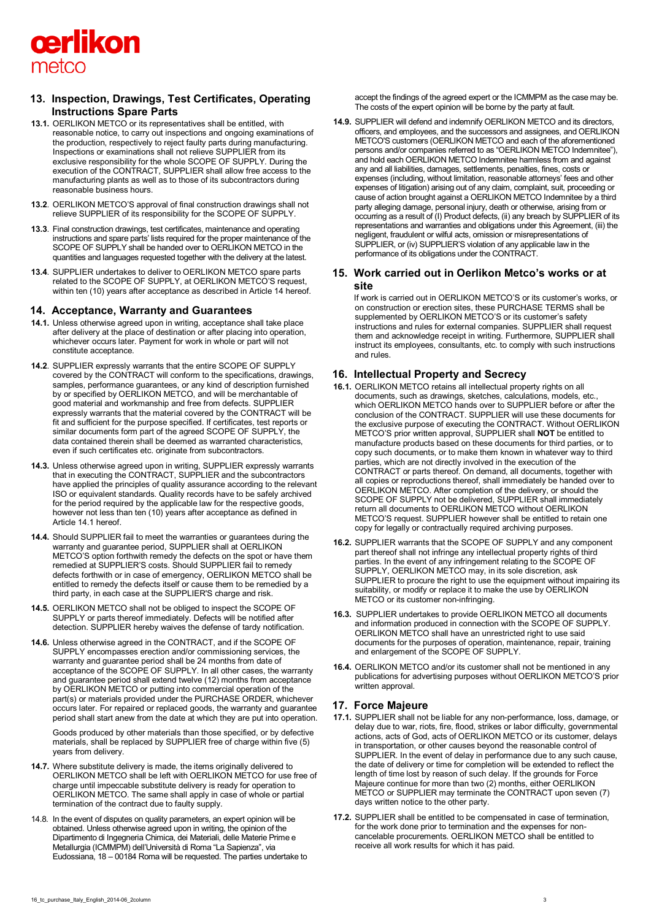## 13. Inspection, Drawings, Test Certificates, Operating Instructions Spare Parts

**13.1.** OERLIKON METCO or its representatives shall be entitled, with reasonable notice, to carry out inspections and ongoing examinations of the production, respectively to reject faulty parts during manufacturing. Inspections or examinations shall not relieve SUPPLIER from its exclusive responsibility for the whole SCOPE OF SUPPLY. During the execution of the CONTRACT, SUPPLIER shall allow free access to the manufacturing plants as well as to those of its subcontractors during reasonable business hours.

**13.2**. OERLIKON METCO'S approval of final construction drawings shall not relieve SUPPLIER of its responsibility for the SCOPE OF SUPPLY.

**13.3**. Final construction drawings, test certificates, maintenance and operating instructions and spare parts' lists required for the proper maintenance of the SCOPE OF SUPPLY shall be handed over to OERLIKON METCO in the quantities and languages requested together with the delivery at the latest.

**13.4**. SUPPLIER undertakes to deliver to OERLIKON METCO spare parts related to the SCOPE OF SUPPLY, at OERLIKON METCO'S request, within ten (10) years after acceptance as described in Article 14 hereof.

## 14. Acceptance, Warranty and Guarantees

**14.1.** Unless otherwise agreed upon in writing, acceptance shall take place after delivery at the place of destination or after placing into operation, whichever occurs later. Payment for work in whole or part will not constitute acceptance.

**14.2**. SUPPLIER expressly warrants that the entire SCOPE OF SUPPLY covered by the CONTRACT will conform to the specifications, drawings, samples, performance guarantees, or any kind of description furnished by or specified by OERLIKON METCO, and will be merchantable of good material and workmanship and free from defects. SUPPLIER expressly warrants that the material covered by the CONTRACT will be fit and sufficient for the purpose specified. If certificates, test reports or similar documents form part of the agreed SCOPE OF SUPPLY, the data contained therein shall be deemed as warranted characteristics, even if such certificates etc. originate from subcontractors.

**14.3.** Unless otherwise agreed upon in writing, SUPPLIER expressly warrants that in executing the CONTRACT, SUPPLIER and the subcontractors have applied the principles of quality assurance according to the relevant ISO or equivalent standards. Quality records have to be safely archived for the period required by the applicable law for the respective goods, however not less than ten (10) years after acceptance as defined in Article 14.1 hereof.

**14.4.** Should SUPPLIER fail to meet the warranties or guarantees during the warranty and guarantee period, SUPPLIER shall at OERLIKON METCO'S option forthwith remedy the defects on the spot or have them remedied at SUPPLIER'S costs. Should SUPPLIER fail to remedy defects forthwith or in case of emergency, OERLIKON METCO shall be entitled to remedy the defects itself or cause them to be remedied by a third party, in each case at the SUPPLIER'S charge and risk.

**14.5.** OERLIKON METCO shall not be obliged to inspect the SCOPE OF SUPPLY or parts thereof immediately. Defects will be notified after detection. SUPPLIER hereby waives the defense of tardy notification.

**14.6.** Unless otherwise agreed in the CONTRACT, and if the SCOPE OF SUPPLY encompasses erection and/or commissioning services, the warranty and guarantee period shall be 24 months from date of acceptance of the SCOPE OF SUPPLY. In all other cases, the warranty and guarantee period shall extend twelve (12) months from acceptance by OERLIKON METCO or putting into commercial operation of the part(s) or materials provided under the PURCHASE ORDER, whichever occurs later. For repaired or replaced goods, the warranty and guarantee period shall start anew from the date at which they are put into operation.

Goods produced by other materials than those specified, or by defective materials, shall be replaced by SUPPLIER free of charge within five (5) years from delivery.

**14.7.** Where substitute delivery is made, the items originally delivered to OERLIKON METCO shall be left with OERLIKON METCO for use free of charge until impeccable substitute delivery is ready for operation to OERLIKON METCO. The same shall apply in case of whole or partial termination of the contract due to faulty supply.

14.8. In the event of disputes on quality parameters, an expert opinion will be obtained. Unless otherwise agreed upon in writing, the opinion of the Dipartimento di Ingegneria Chimica, dei Materiali, delle Materie Prime e Metallurgia (ICMMPM) dell'Università di Roma "La Sapienza", via Eudossiana, 18 – 00184 Roma will be requested. The parties undertake to accept the findings of the agreed expert or the ICMMPM as the case may be. The costs of the expert opinion will be borne by the party at fault.

**14.9.** SUPPLIER will defend and indemnify OERLIKON METCO and its directors, officers, and employees, and the successors and assignees, and OERLIKON METCO'S customers (OERLIKON METCO and each of the aforementioned persons and/or companies referred to as "OERLIKON METCO Indemnitee"), and hold each OERLIKON METCO Indemnitee harmless from and against any and all liabilities, damages, settlements, penalties, fines, costs or expenses (including, without limitation, reasonable attorneys' fees and other expenses of litigation) arising out of any claim, complaint, suit, proceeding or cause of action brought against a OERLIKON METCO Indemnitee by a third party alleging damage, personal injury, death or otherwise, arising from or occurring as a result of (I) Product defects, (ii) any breach by SUPPLIER of its representations and warranties and obligations under this Agreement, (iii) the negligent, fraudulent or wilful acts, omission or misrepresentations of SUPPLIER, or (iv) SUPPLIER'S violation of any applicable law in the performance of its obligations under the CONTRACT.

## 15. Work carried out in Oerlikon Metco's works or at site

If work is carried out in OERLIKON METCO'S or its customer's works, or on construction or erection sites, these PURCHASE TERMS shall be supplemented by OERLIKON METCO'S or its customer's safety instructions and rules for external companies. SUPPLIER shall request them and acknowledge receipt in writing. Furthermore, SUPPLIER shall instruct its employees, consultants, etc. to comply with such instructions and rules.

## 16. Intellectual Property and Secrecy

**16.1.** OERLIKON METCO retains all intellectual property rights on all documents, such as drawings, sketches, calculations, models, etc., which OERLIKON METCO hands over to SUPPLIER before or after the conclusion of the CONTRACT. SUPPLIER will use these documents for the exclusive purpose of executing the CONTRACT. Without OERLIKON METCO'S prior written approval, SUPPLIER shall **NOT** be entitled to manufacture products based on these documents for third parties, or to copy such documents, or to make them known in whatever way to third parties, which are not directly involved in the execution of the CONTRACT or parts thereof. On demand, all documents, together with all copies or reproductions thereof, shall immediately be handed over to OERLIKON METCO. After completion of the delivery, or should the SCOPE OF SUPPLY not be delivered, SUPPLIER shall immediately return all documents to OERLIKON METCO without OERLIKON METCO'S request. SUPPLIER however shall be entitled to retain one copy for legally or contractually required archiving purposes.

**16.2.** SUPPLIER warrants that the SCOPE OF SUPPLY and any component part thereof shall not infringe any intellectual property rights of third parties. In the event of any infringement relating to the SCOPE OF SUPPLY, OERLIKON METCO may, in its sole discretion, ask SUPPLIER to procure the right to use the equipment without impairing its suitability, or modify or replace it to make the use by OERLIKON METCO or its customer non-infringing.

**16.3.** SUPPLIER undertakes to provide OERLIKON METCO all documents and information produced in connection with the SCOPE OF SUPPLY. OERLIKON METCO shall have an unrestricted right to use said documents for the purposes of operation, maintenance, repair, training and enlargement of the SCOPE OF SUPPLY.

**16.4.** OERLIKON METCO and/or its customer shall not be mentioned in any publications for advertising purposes without OERLIKON METCO'S prior written approval.

## 17. Force Majeure

**17.1.** SUPPLIER shall not be liable for any non-performance, loss, damage, or delay due to war, riots, fire, flood, strikes or labor difficulty, governmental actions, acts of God, acts of OERLIKON METCO or its customer, delays in transportation, or other causes beyond the reasonable control of SUPPLIER. In the event of delay in performance due to any such cause, the date of delivery or time for completion will be extended to reflect the length of time lost by reason of such delay. If the grounds for Force Majeure continue for more than two (2) months, either OERLIKON METCO or SUPPLIER may terminate the CONTRACT upon seven (7) days written notice to the other party.

**17.2.** SUPPLIER shall be entitled to be compensated in case of termination, for the work done prior to termination and the expenses for non-cancelable procurements. OERLIKON METCO shall be entitled to receive all work results for which it has paid.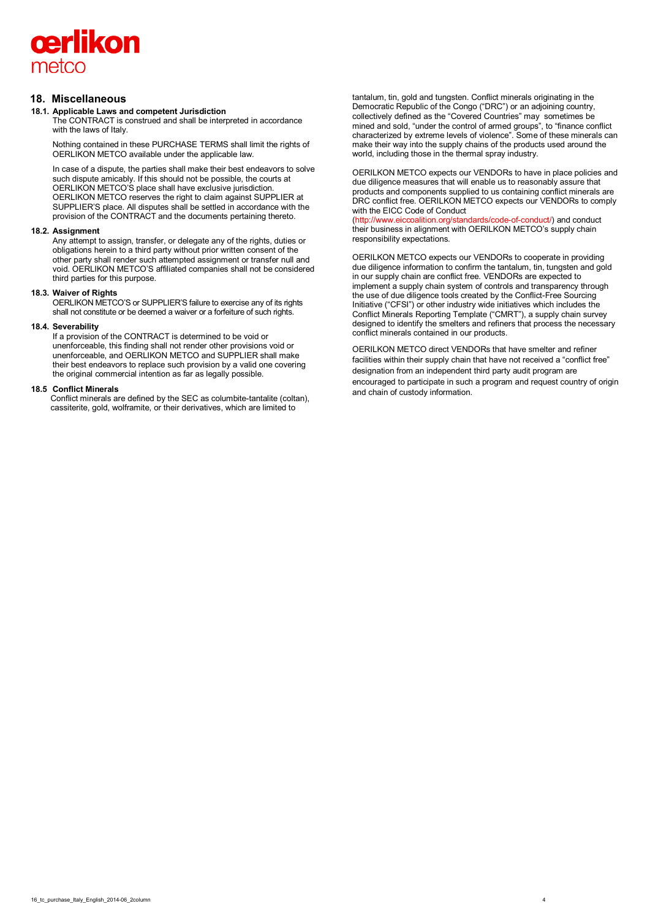oerlikon
metco

## 18. Miscellaneous

### 18.1. Applicable Laws and competent Jurisdiction

The CONTRACT is construed and shall be interpreted in accordance with the laws of Italy.

Nothing contained in these PURCHASE TERMS shall limit the rights of OERLIKON METCO available under the applicable law.

In case of a dispute, the parties shall make their best endeavors to solve such dispute amicably. If this should not be possible, the courts at OERLIKON METCO'S place shall have exclusive jurisdiction. OERLIKON METCO reserves the right to claim against SUPPLIER at SUPPLIER'S place. All disputes shall be settled in accordance with the provision of the CONTRACT and the documents pertaining thereto.

### 18.2. Assignment

Any attempt to assign, transfer, or delegate any of the rights, duties or obligations herein to a third party without prior written consent of the other party shall render such attempted assignment or transfer null and void. OERLIKON METCO'S affiliated companies shall not be considered third parties for this purpose.

### 18.3. Waiver of Rights

OERLIKON METCO'S or SUPPLIER'S failure to exercise any of its rights shall not constitute or be deemed a waiver or a forfeiture of such rights.

### 18.4. Severability

If a provision of the CONTRACT is determined to be void or unenforceable, this finding shall not render other provisions void or unenforceable, and OERLIKON METCO and SUPPLIER shall make their best endeavors to replace such provision by a valid one covering the original commercial intention as far as legally possible.

### 18.5 Conflict Minerals

Conflict minerals are defined by the SEC as columbite-tantalite (coltan), cassiterite, gold, wolframite, or their derivatives, which are limited to tantalum, tin, gold and tungsten. Conflict minerals originating in the Democratic Republic of the Congo ("DRC") or an adjoining country, collectively defined as the "Covered Countries" may sometimes be mined and sold, "under the control of armed groups", to "finance conflict characterized by extreme levels of violence". Some of these minerals can make their way into the supply chains of the products used around the world, including those in the thermal spray industry.

OERILKON METCO expects our VENDORs to have in place policies and due diligence measures that will enable us to reasonably assure that products and components supplied to us containing conflict minerals are DRC conflict free. OERILKON METCO expects our VENDORs to comply with the EICC Code of Conduct (http://www.eiccoalition.org/standards/code-of-conduct/) and conduct their business in alignment with OERILKON METCO's supply chain responsibility expectations.

OERILKON METCO expects our VENDORs to cooperate in providing due diligence information to confirm the tantalum, tin, tungsten and gold in our supply chain are conflict free. VENDORs are expected to implement a supply chain system of controls and transparency through the use of due diligence tools created by the Conflict-Free Sourcing Initiative ("CFSI") or other industry wide initiatives which includes the Conflict Minerals Reporting Template ("CMRT"), a supply chain survey designed to identify the smelters and refiners that process the necessary conflict minerals contained in our products.

OERILKON METCO direct VENDORs that have smelter and refiner facilities within their supply chain that have not received a "conflict free" designation from an independent third party audit program are encouraged to participate in such a program and request country of origin and chain of custody information.